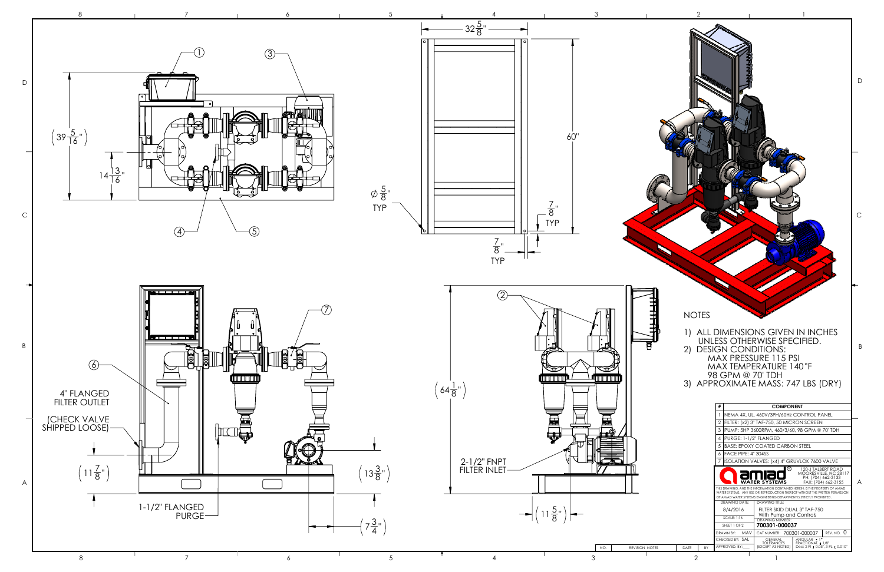NOTES

1) ALL DIMENSIONS GIVEN IN INCHES UNLESS OTHERWISE SPECIFIED.
2) DESIGN CONDITIONS:
   MAX PRESSURE 115 PSI
   MAX TEMPERATURE 140°F
   98 GPM @ 70' TDH
3) APPROXIMATE MASS: 747 LBS (DRY)

| # | COMPONENT |
|---|---|
| 1 | NEMA 4X, UL, 460V/3PH/60Hz CONTROL PANEL |
| 2 | FILTER: (x2) 3" TAF-750, 50 MICRON SCREEN |
| 3 | PUMP: 5HP 3600RPM, 460/3/60, 98 GPM @ 70' TDH |
| 4 | PURGE: 1-1/2" FLANGED |
| 5 | BASE: EPOXY COATED CARBON STEEL |
| 6 | FACE PIPE: 4" 304SS |
| 7 | ISOLATION VALVES: (x4) 4" GRUVLOK 7600 VALVE |

4" FLANGED FILTER OUTLET

(CHECK VALVE SHIPPED LOOSE)

1-1/2" FLANGED PURGE

2-1/2" FNPT FILTER INLET

Dimensions: 32 5/8", 60", (39 5/16"), 14 13/16", Ø 5/8" TYP, 7/8" TYP, 7/8" TYP, (64 1/8"), (11 7/8"), (13 3/8"), (7 3/4"), (11 5/8")

amiad WATER SYSTEMS
120-J TALBERT ROAD
MOORESVILLE, NC 28117
PH: (704) 662-3133
FAX: (704) 662-3155

THIS DRAWING, AND THE INFORMATION CONTAINED HEREIN, IS THE PROPERTY OF AMIAD WATER SYSTEMS. ANY USE OR REPRODUCTION THEREOF WITHOUT THE WRITTEN PERMISSION OF AMIAD WATER SYSTEMS ENGINEERING DEPARTMENT IS STRICTLY PROHIBITED.

| DRAWING DATE: 8/4/2016 | DRAWING TITLE: FILTER SKID DUAL 3" TAF-750 With Pump and Controls | |
|---|---|---|
| SCALE: 1:16 | DRAWING NUMBER: 700301-000037 | |
| SHEET 1 OF 2 | | |
| DRAWN BY: MAV | CAT NUMBER: 700301-000037 | REV. NO. 0 |
| CHECKED BY: SAL | GENERAL TOLERANCES (EXCEPT AS NOTED) | ANGULAR: ± 1°; FRACTIONAL: ± 1/8"; Dec: 2 Pl ± 0.05", 3 PL ± 0.010" |
| APPROVED BY: | | |

| NO. | REVISION NOTES | DATE | BY |
|---|---|---|---|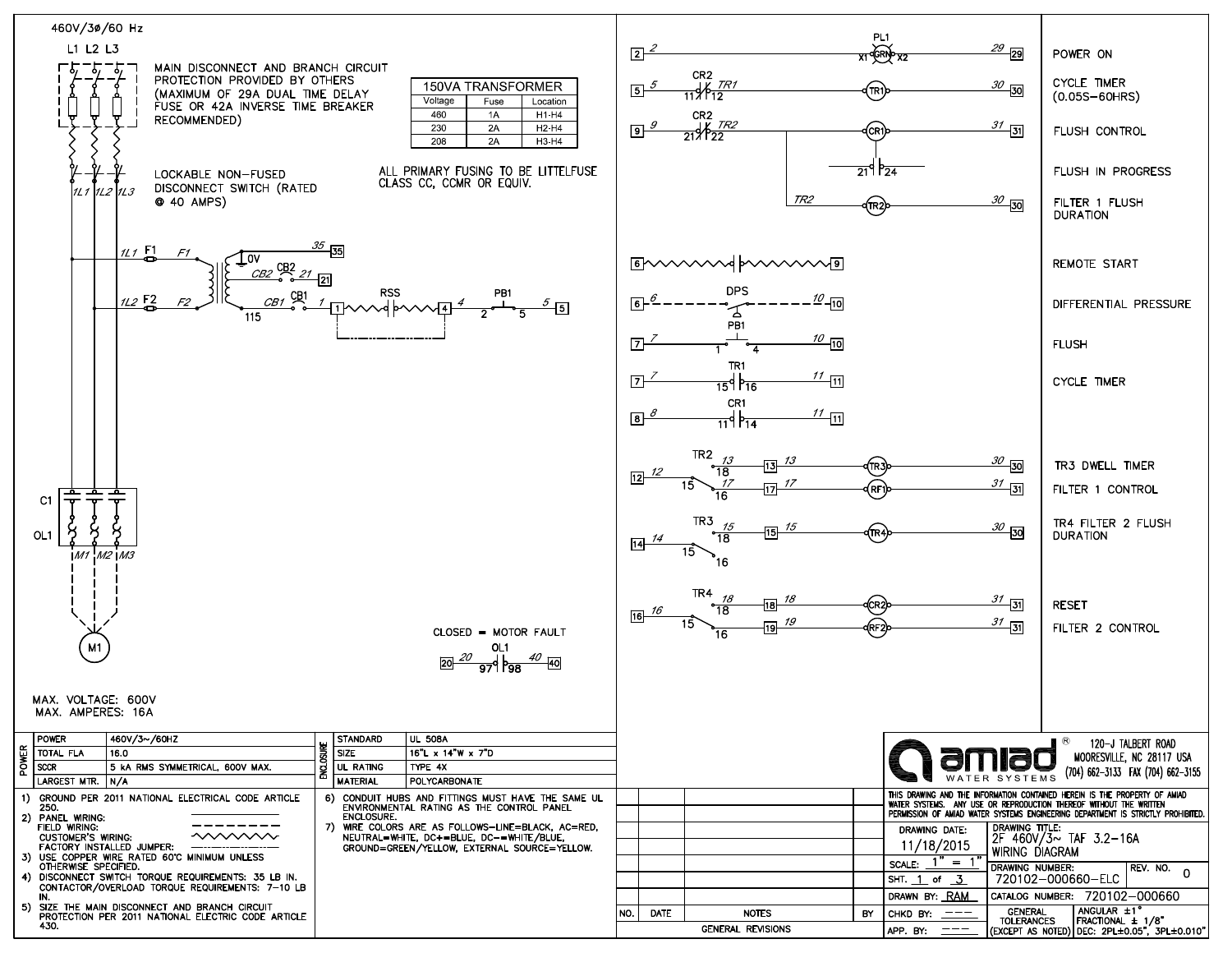460V/3Ø/60 Hz

L1 L2 L3

MAIN DISCONNECT AND BRANCH CIRCUIT PROTECTION PROVIDED BY OTHERS (MAXIMUM OF 29A DUAL TIME DELAY FUSE OR 42A INVERSE TIME BREAKER RECOMMENDED)

| 150VA TRANSFORMER | | |
|---|---|---|
| Voltage | Fuse | Location |
| 460 | 1A | H1-H4 |
| 230 | 2A | H2-H4 |
| 208 | 2A | H3-H4 |

LOCKABLE NON-FUSED DISCONNECT SWITCH (RATED @ 40 AMPS)

ALL PRIMARY FUSING TO BE LITTELFUSE CLASS CC, CCMR OR EQUIV.

1L1 1L2 1L3

1L1 F1 F1

1L2 F2 F2

0V 35 35

CB2 CB2 21 21

115 CB1 CB1 1 1 RSS 4 4 PB1 2 5 5 5

C1

OL1

M1 M2 M3

M1

CLOSED = MOTOR FAULT

20 20 OL1 97 98 40 40

MAX. VOLTAGE: 600V
MAX. AMPERES: 16A

| Circuit | Description |
|---|---|
| 2 — PL1 (X1 GRN X2) — 29 | POWER ON |
| 5 — CR2 (11/12) — TR1 — 30 | CYCLE TIMER (0.05S–60HRS) |
| 9 — CR2 (21/22) — TR2 — CR1 — 31 | FLUSH CONTROL |
| CR1 (21/24) | FLUSH IN PROGRESS |
| TR2 — TR2 — 30 | FILTER 1 FLUSH DURATION |
| 6 — 9 | REMOTE START |
| 6 — DPS — 10 | DIFFERENTIAL PRESSURE |
| 7 — PB1 (1/4) — 10 | FLUSH |
| 7 — TR1 (15/16) — 11 | CYCLE TIMER |
| 8 — CR1 (11/14) — 11 | |
| 12 — TR2 (15/18) — 13 — TR3 — 30 | TR3 DWELL TIMER |
| TR2 (15/16) — 17 — RF1 — 31 | FILTER 1 CONTROL |
| 14 — TR3 (15/18) — 15 — TR4 — 30 | TR4 FILTER 2 FLUSH DURATION |
| 16 — TR4 (15/18) — 18 — CR2 — 31 | RESET |
| TR4 (15/16) — 19 — RF2 — 31 | FILTER 2 CONTROL |

| POWER | | ENCLOSURE | |
|---|---|---|---|
| POWER | 460V/3~/60HZ | STANDARD | UL 508A |
| TOTAL FLA | 16.0 | SIZE | 16"L x 14"W x 7"D |
| SCCR | 5 kA RMS SYMMETRICAL, 600V MAX. | UL RATING | TYPE 4X |
| LARGEST MTR. | N/A | MATERIAL | POLYCARBONATE |

1) GROUND PER 2011 NATIONAL ELECTRICAL CODE ARTICLE 250.
2) PANEL WIRING:
   FIELD WIRING:
   CUSTOMER'S WIRING:
   FACTORY INSTALLED JUMPER:
3) USE COPPER WIRE RATED 60°C MINIMUM UNLESS OTHERWISE SPECIFIED.
4) DISCONNECT SWITCH TORQUE REQUIREMENTS: 35 LB IN. CONTACTOR/OVERLOAD TORQUE REQUIREMENTS: 7–10 LB IN.
5) SIZE THE MAIN DISCONNECT AND BRANCH CIRCUIT PROTECTION PER 2011 NATIONAL ELECTRIC CODE ARTICLE 430.
6) CONDUIT HUBS AND FITTINGS MUST HAVE THE SAME UL ENVIRONMENTAL RATING AS THE CONTROL PANEL ENCLOSURE.
7) WIRE COLORS ARE AS FOLLOWS–LINE=BLACK, AC=RED, NEUTRAL=WHITE, DC+=BLUE, DC–=WHITE/BLUE, GROUND=GREEN/YELLOW, EXTERNAL SOURCE=YELLOW.

| NO. | DATE | NOTES | BY |
|---|---|---|---|
| | | GENERAL REVISIONS | |

amiad® WATER SYSTEMS
120-J TALBERT ROAD
MOORESVILLE, NC 28117 USA
(704) 662-3133 FAX (704) 662-3155

THIS DRAWING AND THE INFORMATION CONTAINED HEREIN IS THE PROPERTY OF AMIAD WATER SYSTEMS. ANY USE OR REPRODUCTION THEREOF WITHOUT THE WRITTEN PERMISSION OF AMIAD WATER SYSTEMS ENGINEERING DEPARTMENT IS STRICTLY PROHIBITED.

| | |
|---|---|
| DRAWING DATE: 11/18/2015 | DRAWING TITLE: 2F 460V/3~ TAF 3.2-16A WIRING DIAGRAM |
| SCALE: 1" = 1" | DRAWING NUMBER: 720102-000660-ELC — REV. NO. 0 |
| SHT. 1 of 3 | |
| DRAWN BY: RAM | CATALOG NUMBER: 720102-000660 |
| CHKD BY: --- | GENERAL TOLERANCES (EXCEPT AS NOTED) — ANGULAR ±1°, FRACTIONAL ± 1/8", DEC: 2PL±0.05", 3PL±0.010" |
| APP. BY: --- | |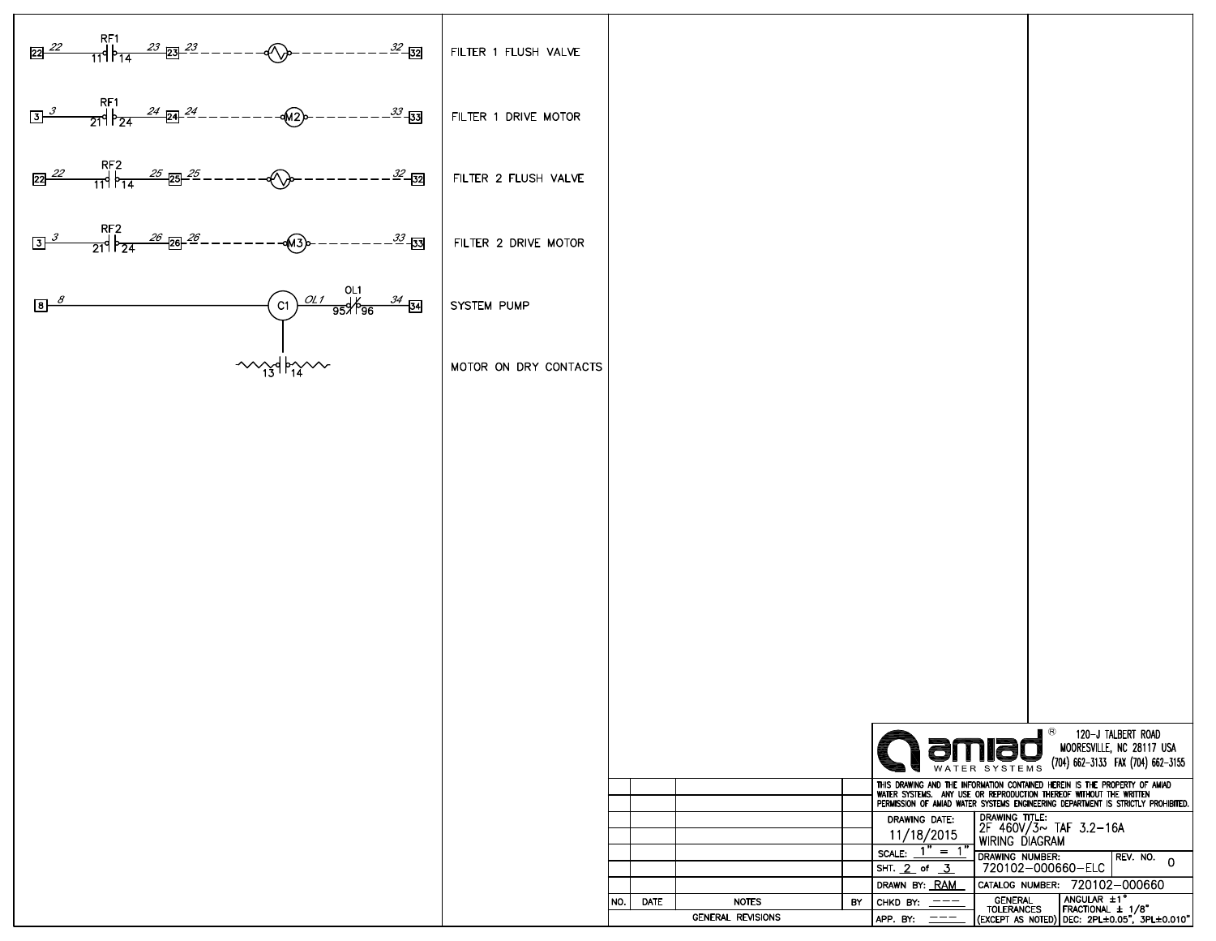| Circuit | Description |
|---|---|
| 22 — 22 — RF1 (11/14) — 23 — 23 — 23 - - - (valve) - - - 32 — 32 | FILTER 1 FLUSH VALVE |
| 3 — 3 — RF1 (21/24) — 24 — 24 — 24 - - - (M2) - - - 33 — 33 | FILTER 1 DRIVE MOTOR |
| 22 — 22 — RF2 (11/14) — 25 — 25 — 25 - - - (valve) - - - 32 — 32 | FILTER 2 FLUSH VALVE |
| 3 — 3 — RF2 (21/24) — 26 — 26 — 26 - - - (M3) - - - 33 — 33 | FILTER 2 DRIVE MOTOR |
| 8 — 8 — (C1) — OL1 — OL1 (95/96) — 34 — 34 | SYSTEM PUMP |
| 13 / 14 | MOTOR ON DRY CONTACTS |

**amiad** ® WATER SYSTEMS
120-J TALBERT ROAD
MOORESVILLE, NC 28117 USA
(704) 662-3133 FAX (704) 662-3155

THIS DRAWING AND THE INFORMATION CONTAINED HEREIN IS THE PROPERTY OF AMIAD WATER SYSTEMS. ANY USE OR REPRODUCTION THEREOF WITHOUT THE WRITTEN PERMISSION OF AMIAD WATER SYSTEMS ENGINEERING DEPARTMENT IS STRICTLY PROHIBITED.

| NO. | DATE | NOTES | BY |
|---|---|---|---|
| | | | |
| | | | |
| | | | |
| | | | |
| | | | |
| | | | |
| | | GENERAL REVISIONS | |

| | | |
|---|---|---|
| DRAWING DATE: 11/18/2015 | DRAWING TITLE: 2F 460V/3~ TAF 3.2-16A WIRING DIAGRAM | |
| SCALE: 1" = 1" | DRAWING NUMBER: 720102-000660-ELC | REV. NO. 0 |
| SHT. 2 of 3 | | |
| DRAWN BY: RAM | CATALOG NUMBER: 720102-000660 | |
| CHKD BY: --- | GENERAL TOLERANCES (EXCEPT AS NOTED) | ANGULAR ±1° FRACTIONAL ± 1/8" DEC: 2PL±0.05", 3PL±0.010" |
| APP. BY: --- | | |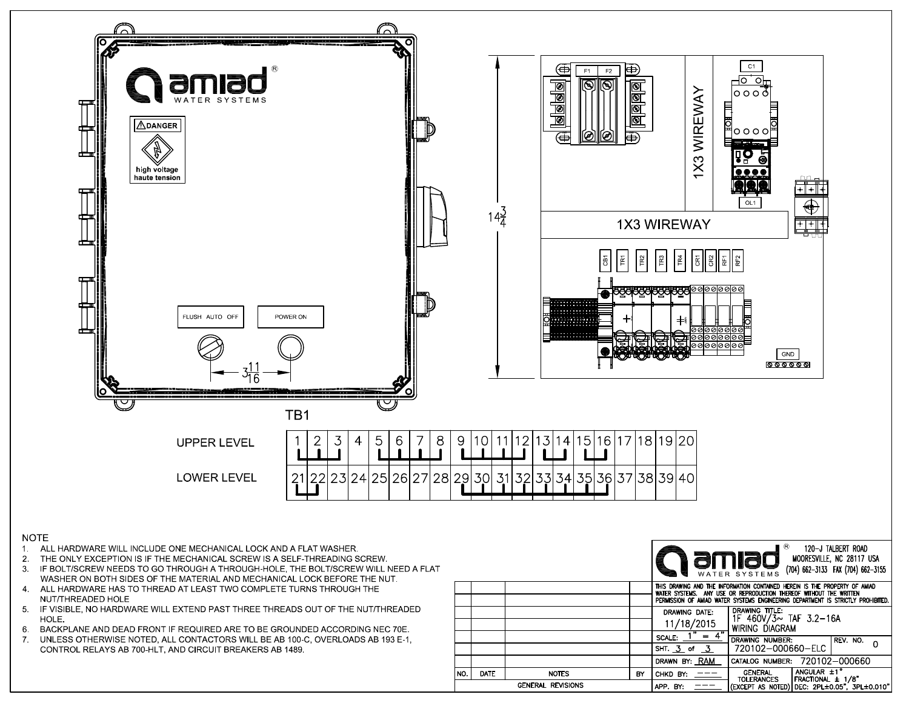amiad®
WATER SYSTEMS

DANGER
high voltage
haute tension

FLUSH AUTO OFF

POWER ON

$3\frac{11}{16}$

$14\frac{3}{4}$

F1 F2

1X3 WIREWAY

C1

OL1

1X3 WIREWAY

CB1 TR1 TR2 TR3 TR4 CR1 CR2 RF1 RF2

GND

TB1

| | | | | | | | | | | | | | | | | | | | | |
|---|---|---|---|---|---|---|---|---|---|---|---|---|---|---|---|---|---|---|---|---|
| UPPER LEVEL | 1 | 2 | 3 | 4 | 5 | 6 | 7 | 8 | 9 | 10 | 11 | 12 | 13 | 14 | 15 | 16 | 17 | 18 | 19 | 20 |
| LOWER LEVEL | 21 | 22 | 23 | 24 | 25 | 26 | 27 | 28 | 29 | 30 | 31 | 32 | 33 | 34 | 35 | 36 | 37 | 38 | 39 | 40 |

NOTE

1. ALL HARDWARE WILL INCLUDE ONE MECHANICAL LOCK AND A FLAT WASHER.
2. THE ONLY EXCEPTION IS IF THE MECHANICAL SCREW IS A SELF-THREADING SCREW.
3. IF BOLT/SCREW NEEDS TO GO THROUGH A THROUGH-HOLE, THE BOLT/SCREW WILL NEED A FLAT WASHER ON BOTH SIDES OF THE MATERIAL AND MECHANICAL LOCK BEFORE THE NUT.
4. ALL HARDWARE HAS TO THREAD AT LEAST TWO COMPLETE TURNS THROUGH THE NUT/THREADED HOLE
5. IF VISIBLE, NO HARDWARE WILL EXTEND PAST THREE THREADS OUT OF THE NUT/THREADED HOLE.
6. BACKPLANE AND DEAD FRONT IF REQUIRED ARE TO BE GROUNDED ACCORDING NEC 70E.
7. UNLESS OTHERWISE NOTED, ALL CONTACTORS WILL BE AB 100-C, OVERLOADS AB 193 E-1, CONTROL RELAYS AB 700-HLT, AND CIRCUIT BREAKERS AB 1489.

| NO. | DATE | NOTES | BY |
|---|---|---|---|
| | | | |
| | | | |
| | | | |
| | | | |
| | | | |
| | | GENERAL REVISIONS | |

amiad® WATER SYSTEMS
120-J TALBERT ROAD
MOORESVILLE, NC 28117 USA
(704) 662-3133 FAX (704) 662-3155

THIS DRAWING AND THE INFORMATION CONTAINED HEREIN IS THE PROPERTY OF AMIAD WATER SYSTEMS. ANY USE OR REPRODUCTION THEREOF WITHOUT THE WRITTEN PERMISSION OF AMIAD WATER SYSTEMS ENGINEERING DEPARTMENT IS STRICTLY PROHIBITED.

| | | |
|---|---|---|
| DRAWING DATE: 11/18/2015 | DRAWING TITLE: 1F 460V/3~ TAF 3.2-16A WIRING DIAGRAM | |
| SCALE: 1" = 4" | DRAWING NUMBER: 720102-000660-ELC | REV. NO. 0 |
| SHT. 3 of 3 | | |
| DRAWN BY: RAM | CATALOG NUMBER: 720102-000660 | |
| CHKD BY: --- | GENERAL TOLERANCES (EXCEPT AS NOTED) | ANGULAR ±1° FRACTIONAL ± 1/8" DEC: 2PL±0.05", 3PL±0.010" |
| APP. BY: --- | | |